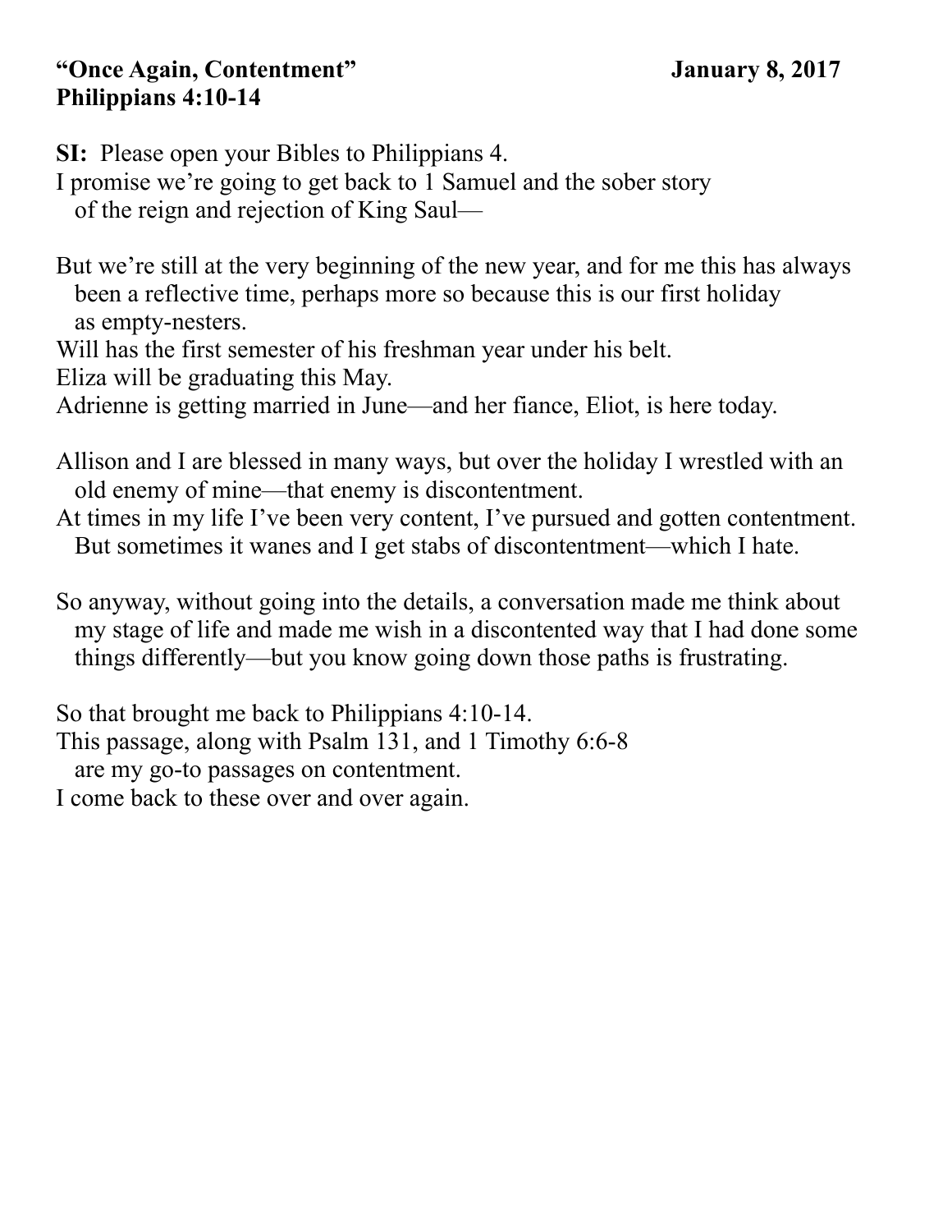**"Once Again, Contentment"** **January 8, 2017**
**Philippians 4:10-14**

**SI:** Please open your Bibles to Philippians 4.
I promise we're going to get back to 1 Samuel and the sober story of the reign and rejection of King Saul—

But we're still at the very beginning of the new year, and for me this has always been a reflective time, perhaps more so because this is our first holiday as empty-nesters.
Will has the first semester of his freshman year under his belt.
Eliza will be graduating this May.
Adrienne is getting married in June—and her fiance, Eliot, is here today.

Allison and I are blessed in many ways, but over the holiday I wrestled with an old enemy of mine—that enemy is discontentment.
At times in my life I've been very content, I've pursued and gotten contentment. But sometimes it wanes and I get stabs of discontentment—which I hate.

So anyway, without going into the details, a conversation made me think about my stage of life and made me wish in a discontented way that I had done some things differently—but you know going down those paths is frustrating.

So that brought me back to Philippians 4:10-14.
This passage, along with Psalm 131, and 1 Timothy 6:6-8 are my go-to passages on contentment.
I come back to these over and over again.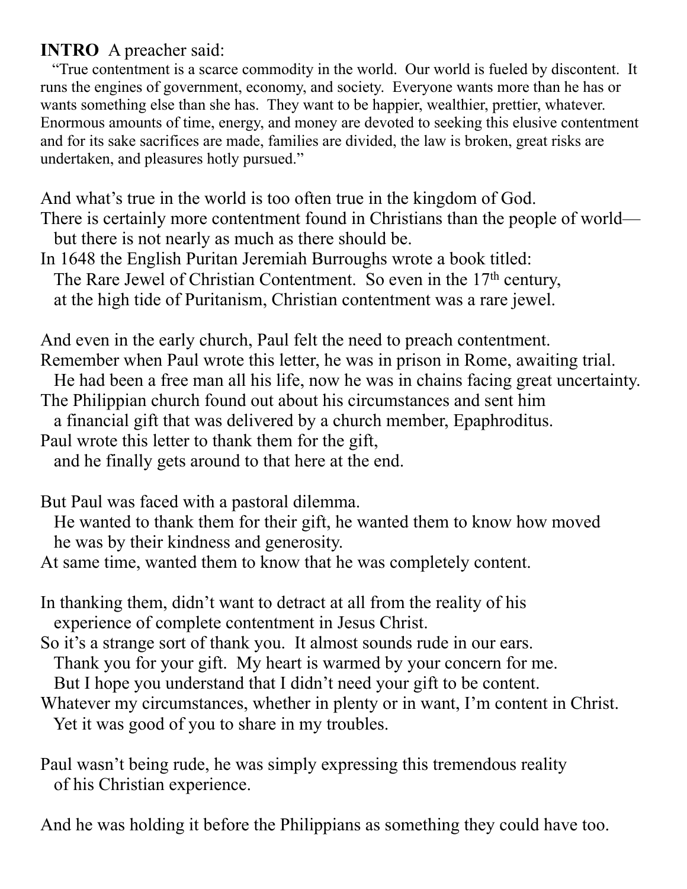**INTRO** A preacher said:

"True contentment is a scarce commodity in the world. Our world is fueled by discontent. It runs the engines of government, economy, and society. Everyone wants more than he has or wants something else than she has. They want to be happier, wealthier, prettier, whatever. Enormous amounts of time, energy, and money are devoted to seeking this elusive contentment and for its sake sacrifices are made, families are divided, the law is broken, great risks are undertaken, and pleasures hotly pursued."

And what's true in the world is too often true in the kingdom of God.
There is certainly more contentment found in Christians than the people of world—
but there is not nearly as much as there should be.
In 1648 the English Puritan Jeremiah Burroughs wrote a book titled:
The Rare Jewel of Christian Contentment. So even in the 17th century,
at the high tide of Puritanism, Christian contentment was a rare jewel.

And even in the early church, Paul felt the need to preach contentment.
Remember when Paul wrote this letter, he was in prison in Rome, awaiting trial.
He had been a free man all his life, now he was in chains facing great uncertainty.
The Philippian church found out about his circumstances and sent him
a financial gift that was delivered by a church member, Epaphroditus.
Paul wrote this letter to thank them for the gift,
and he finally gets around to that here at the end.

But Paul was faced with a pastoral dilemma.
He wanted to thank them for their gift, he wanted them to know how moved
he was by their kindness and generosity.
At same time, wanted them to know that he was completely content.

In thanking them, didn't want to detract at all from the reality of his
experience of complete contentment in Jesus Christ.
So it's a strange sort of thank you. It almost sounds rude in our ears.
Thank you for your gift. My heart is warmed by your concern for me.
But I hope you understand that I didn't need your gift to be content.
Whatever my circumstances, whether in plenty or in want, I'm content in Christ.
Yet it was good of you to share in my troubles.

Paul wasn't being rude, he was simply expressing this tremendous reality
of his Christian experience.

And he was holding it before the Philippians as something they could have too.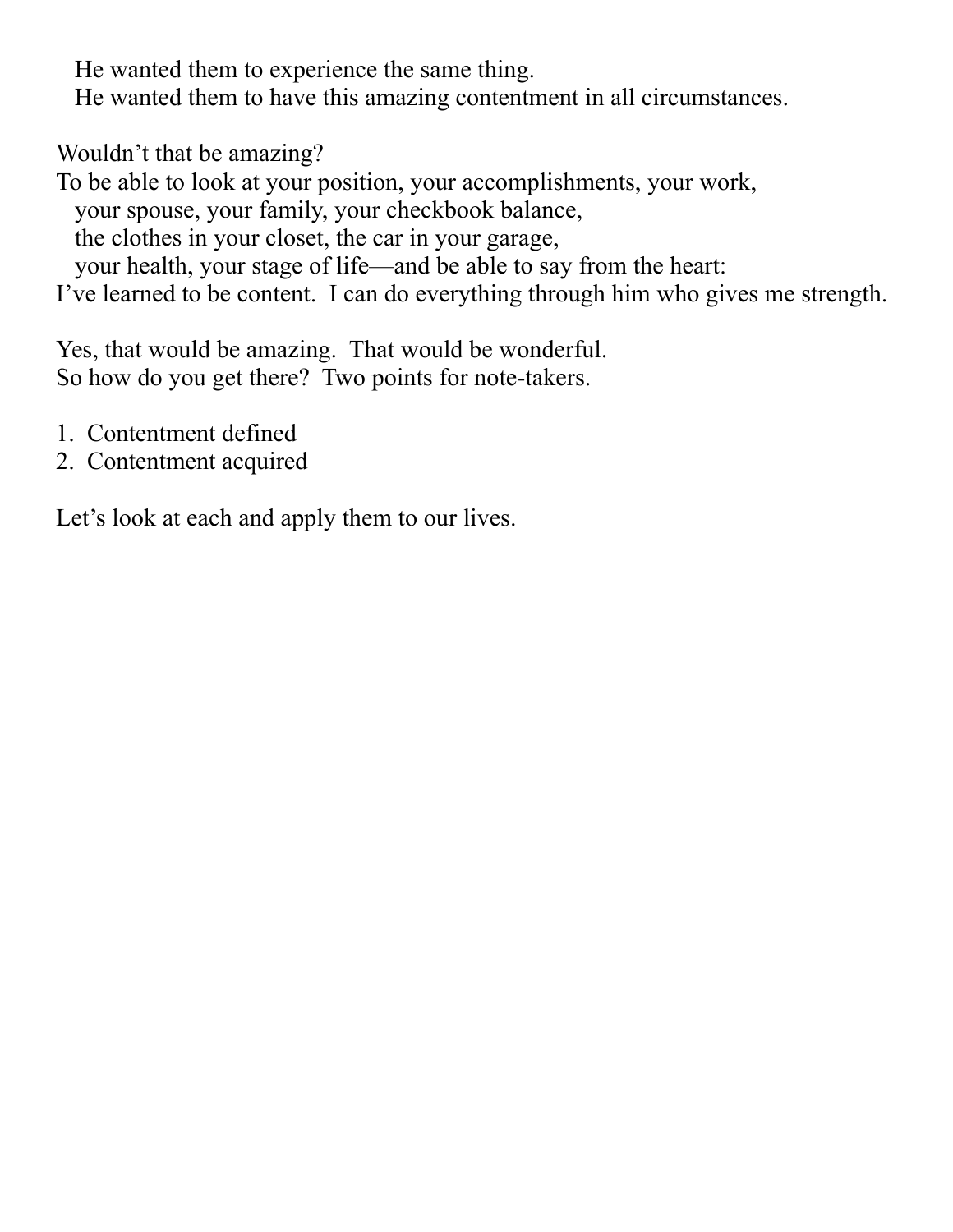He wanted them to experience the same thing.
He wanted them to have this amazing contentment in all circumstances.

Wouldn't that be amazing?
To be able to look at your position, your accomplishments, your work,
your spouse, your family, your checkbook balance,
the clothes in your closet, the car in your garage,
your health, your stage of life—and be able to say from the heart:
I've learned to be content. I can do everything through him who gives me strength.

Yes, that would be amazing. That would be wonderful.
So how do you get there? Two points for note-takers.

1. Contentment defined
2. Contentment acquired

Let's look at each and apply them to our lives.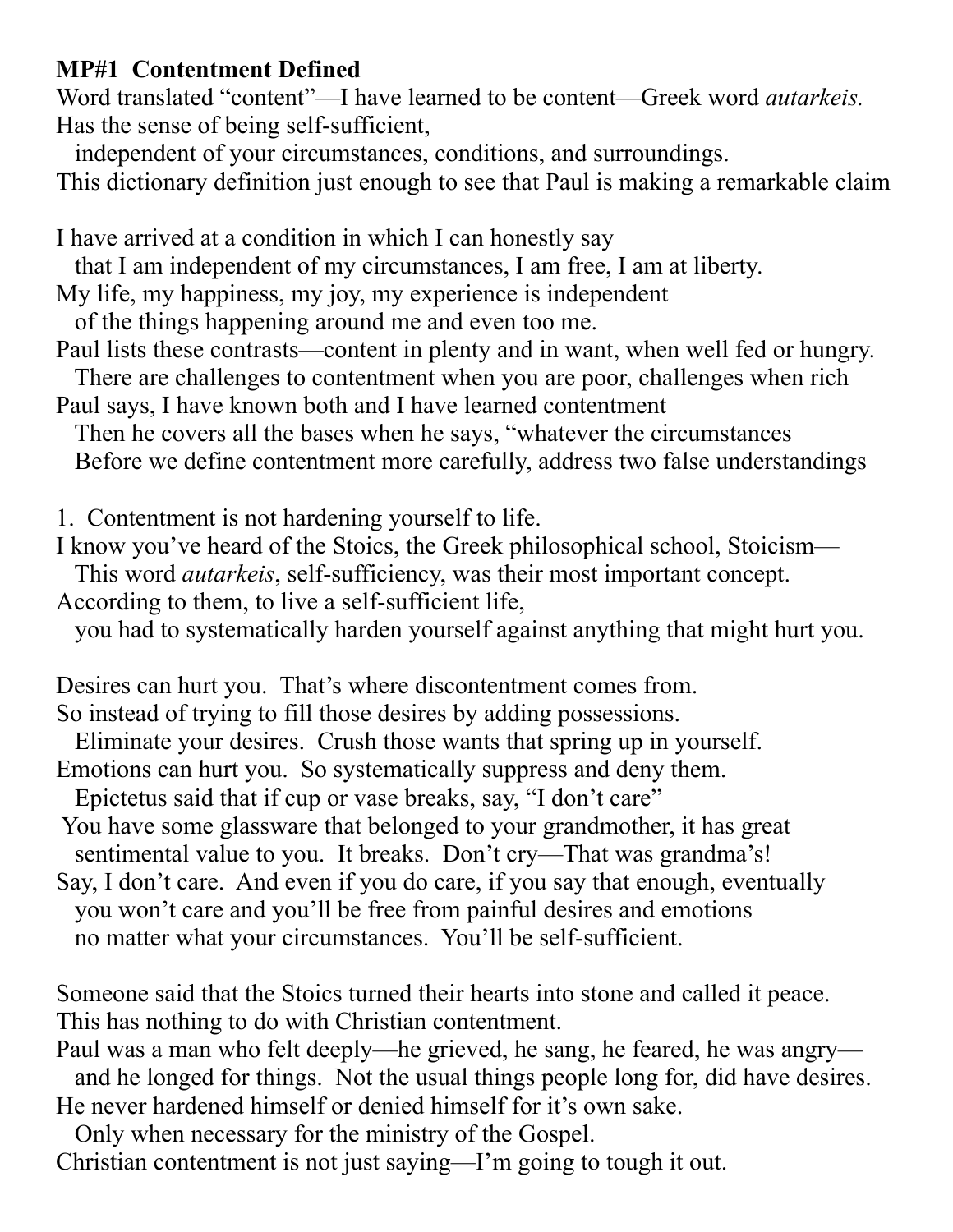**MP#1 Contentment Defined**

Word translated "content"—I have learned to be content—Greek word *autarkeis.*
Has the sense of being self-sufficient,
independent of your circumstances, conditions, and surroundings.
This dictionary definition just enough to see that Paul is making a remarkable claim

I have arrived at a condition in which I can honestly say
that I am independent of my circumstances, I am free, I am at liberty.
My life, my happiness, my joy, my experience is independent
of the things happening around me and even too me.
Paul lists these contrasts—content in plenty and in want, when well fed or hungry.
There are challenges to contentment when you are poor, challenges when rich
Paul says, I have known both and I have learned contentment
Then he covers all the bases when he says, "whatever the circumstances
Before we define contentment more carefully, address two false understandings

1. Contentment is not hardening yourself to life.

I know you've heard of the Stoics, the Greek philosophical school, Stoicism—
This word *autarkeis*, self-sufficiency, was their most important concept.
According to them, to live a self-sufficient life,
you had to systematically harden yourself against anything that might hurt you.

Desires can hurt you. That's where discontentment comes from.
So instead of trying to fill those desires by adding possessions.
Eliminate your desires. Crush those wants that spring up in yourself.
Emotions can hurt you. So systematically suppress and deny them.
Epictetus said that if cup or vase breaks, say, "I don't care"
You have some glassware that belonged to your grandmother, it has great
sentimental value to you. It breaks. Don't cry—That was grandma's!
Say, I don't care. And even if you do care, if you say that enough, eventually
you won't care and you'll be free from painful desires and emotions
no matter what your circumstances. You'll be self-sufficient.

Someone said that the Stoics turned their hearts into stone and called it peace.
This has nothing to do with Christian contentment.
Paul was a man who felt deeply—he grieved, he sang, he feared, he was angry—
and he longed for things. Not the usual things people long for, did have desires.
He never hardened himself or denied himself for it's own sake.
Only when necessary for the ministry of the Gospel.
Christian contentment is not just saying—I'm going to tough it out.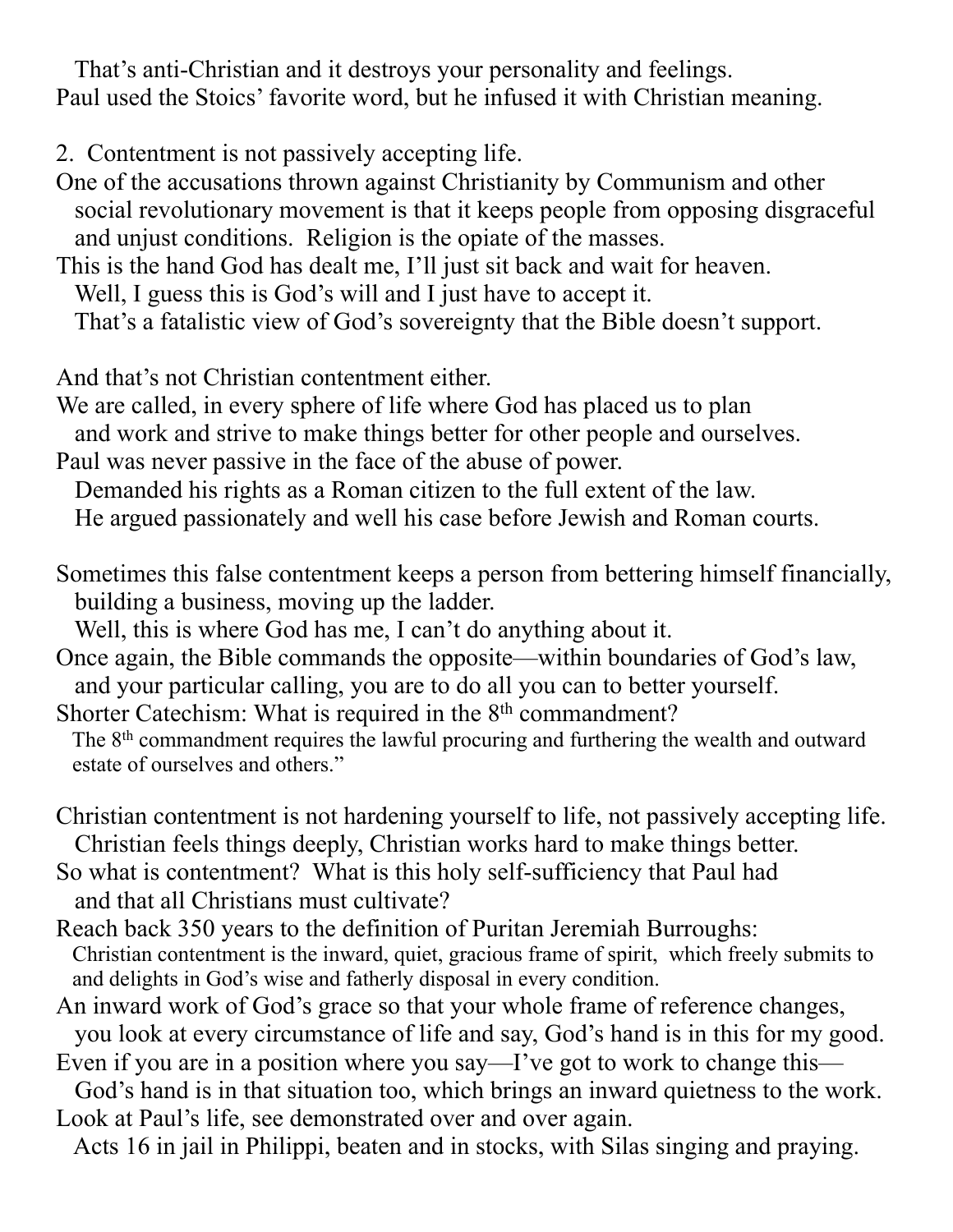That's anti-Christian and it destroys your personality and feelings.
Paul used the Stoics' favorite word, but he infused it with Christian meaning.

2. Contentment is not passively accepting life.
One of the accusations thrown against Christianity by Communism and other social revolutionary movement is that it keeps people from opposing disgraceful and unjust conditions. Religion is the opiate of the masses.
This is the hand God has dealt me, I'll just sit back and wait for heaven.
Well, I guess this is God's will and I just have to accept it.
That's a fatalistic view of God's sovereignty that the Bible doesn't support.

And that's not Christian contentment either.
We are called, in every sphere of life where God has placed us to plan and work and strive to make things better for other people and ourselves.
Paul was never passive in the face of the abuse of power.
Demanded his rights as a Roman citizen to the full extent of the law.
He argued passionately and well his case before Jewish and Roman courts.

Sometimes this false contentment keeps a person from bettering himself financially, building a business, moving up the ladder.
Well, this is where God has me, I can't do anything about it.
Once again, the Bible commands the opposite—within boundaries of God's law, and your particular calling, you are to do all you can to better yourself.
Shorter Catechism: What is required in the 8th commandment?
The 8th commandment requires the lawful procuring and furthering the wealth and outward estate of ourselves and others."

Christian contentment is not hardening yourself to life, not passively accepting life.
Christian feels things deeply, Christian works hard to make things better.
So what is contentment? What is this holy self-sufficiency that Paul had and that all Christians must cultivate?
Reach back 350 years to the definition of Puritan Jeremiah Burroughs:
Christian contentment is the inward, quiet, gracious frame of spirit, which freely submits to and delights in God's wise and fatherly disposal in every condition.
An inward work of God's grace so that your whole frame of reference changes, you look at every circumstance of life and say, God's hand is in this for my good.
Even if you are in a position where you say—I've got to work to change this—God's hand is in that situation too, which brings an inward quietness to the work.
Look at Paul's life, see demonstrated over and over again.
Acts 16 in jail in Philippi, beaten and in stocks, with Silas singing and praying.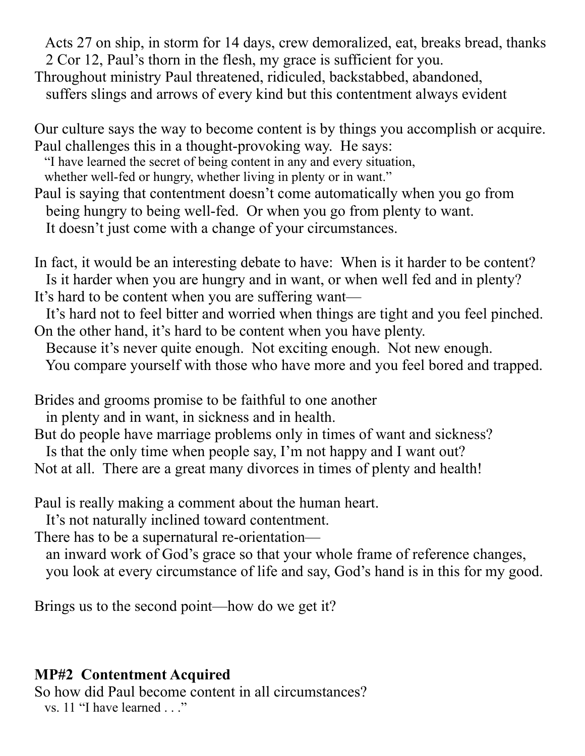Acts 27 on ship, in storm for 14 days, crew demoralized, eat, breaks bread, thanks
2 Cor 12, Paul's thorn in the flesh, my grace is sufficient for you.

Throughout ministry Paul threatened, ridiculed, backstabbed, abandoned,
suffers slings and arrows of every kind but this contentment always evident

Our culture says the way to become content is by things you accomplish or acquire.
Paul challenges this in a thought-provoking way. He says:
"I have learned the secret of being content in any and every situation,
whether well-fed or hungry, whether living in plenty or in want."

Paul is saying that contentment doesn't come automatically when you go from
being hungry to being well-fed. Or when you go from plenty to want.
It doesn't just come with a change of your circumstances.

In fact, it would be an interesting debate to have: When is it harder to be content?
Is it harder when you are hungry and in want, or when well fed and in plenty?
It's hard to be content when you are suffering want—
It's hard not to feel bitter and worried when things are tight and you feel pinched.
On the other hand, it's hard to be content when you have plenty.
Because it's never quite enough. Not exciting enough. Not new enough.
You compare yourself with those who have more and you feel bored and trapped.

Brides and grooms promise to be faithful to one another
in plenty and in want, in sickness and in health.
But do people have marriage problems only in times of want and sickness?
Is that the only time when people say, I'm not happy and I want out?
Not at all. There are a great many divorces in times of plenty and health!

Paul is really making a comment about the human heart.
It's not naturally inclined toward contentment.
There has to be a supernatural re-orientation—
an inward work of God's grace so that your whole frame of reference changes,
you look at every circumstance of life and say, God's hand is in this for my good.

Brings us to the second point—how do we get it?

**MP#2 Contentment Acquired**

So how did Paul become content in all circumstances?
vs. 11 "I have learned . . ."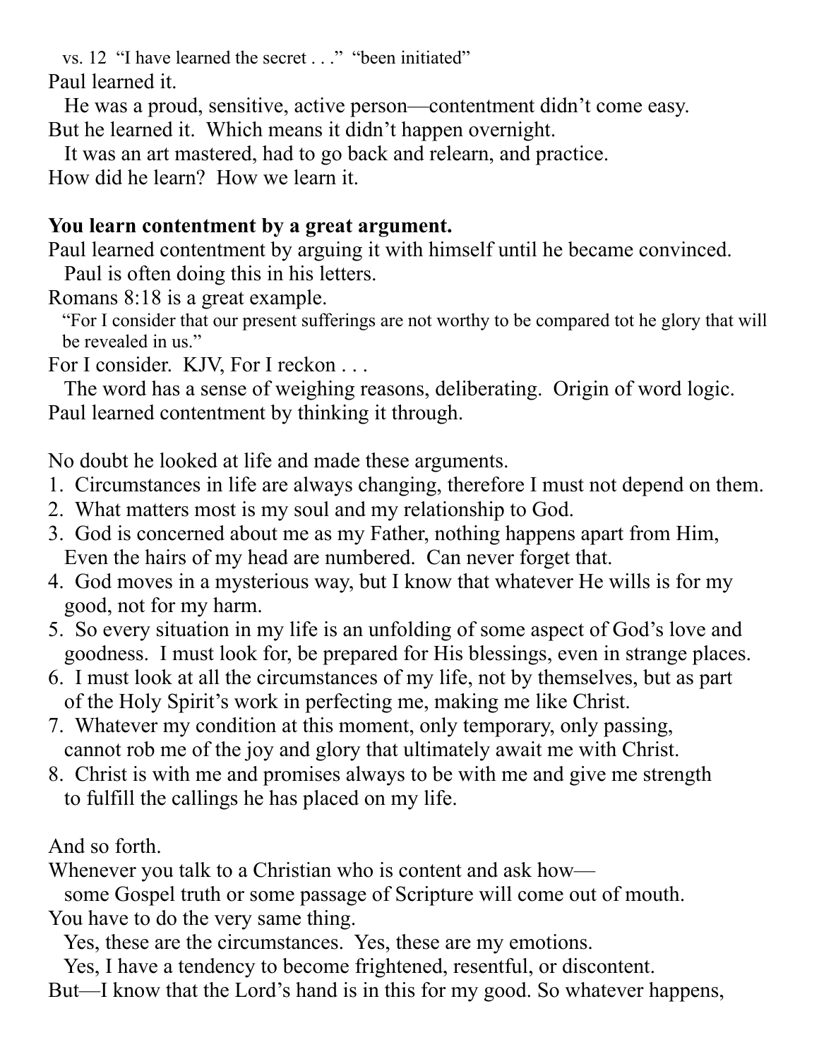vs. 12 "I have learned the secret . . ." "been initiated"

Paul learned it.

He was a proud, sensitive, active person—contentment didn't come easy.

But he learned it. Which means it didn't happen overnight.

It was an art mastered, had to go back and relearn, and practice.

How did he learn? How we learn it.

**You learn contentment by a great argument.**

Paul learned contentment by arguing it with himself until he became convinced.

Paul is often doing this in his letters.

Romans 8:18 is a great example.

"For I consider that our present sufferings are not worthy to be compared tot he glory that will be revealed in us."

For I consider. KJV, For I reckon . . .

The word has a sense of weighing reasons, deliberating. Origin of word logic.

Paul learned contentment by thinking it through.

No doubt he looked at life and made these arguments.

1. Circumstances in life are always changing, therefore I must not depend on them.
2. What matters most is my soul and my relationship to God.
3. God is concerned about me as my Father, nothing happens apart from Him, Even the hairs of my head are numbered. Can never forget that.
4. God moves in a mysterious way, but I know that whatever He wills is for my good, not for my harm.
5. So every situation in my life is an unfolding of some aspect of God's love and goodness. I must look for, be prepared for His blessings, even in strange places.
6. I must look at all the circumstances of my life, not by themselves, but as part of the Holy Spirit's work in perfecting me, making me like Christ.
7. Whatever my condition at this moment, only temporary, only passing, cannot rob me of the joy and glory that ultimately await me with Christ.
8. Christ is with me and promises always to be with me and give me strength to fulfill the callings he has placed on my life.

And so forth.

Whenever you talk to a Christian who is content and ask how—

some Gospel truth or some passage of Scripture will come out of mouth.

You have to do the very same thing.

Yes, these are the circumstances. Yes, these are my emotions.

Yes, I have a tendency to become frightened, resentful, or discontent.

But—I know that the Lord's hand is in this for my good. So whatever happens,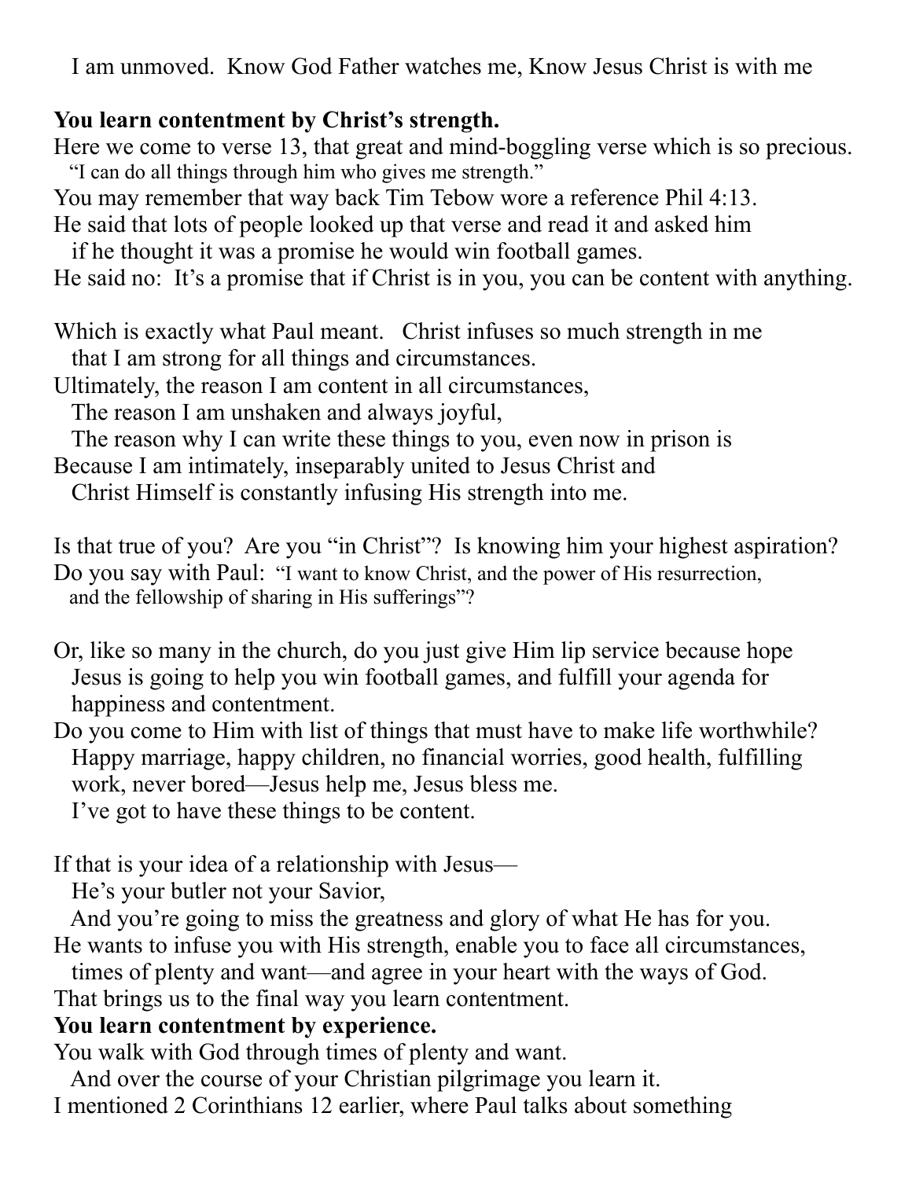I am unmoved. Know God Father watches me, Know Jesus Christ is with me

**You learn contentment by Christ's strength.**

Here we come to verse 13, that great and mind-boggling verse which is so precious.
"I can do all things through him who gives me strength."

You may remember that way back Tim Tebow wore a reference Phil 4:13.
He said that lots of people looked up that verse and read it and asked him
if he thought it was a promise he would win football games.
He said no: It's a promise that if Christ is in you, you can be content with anything.

Which is exactly what Paul meant. Christ infuses so much strength in me
that I am strong for all things and circumstances.
Ultimately, the reason I am content in all circumstances,
The reason I am unshaken and always joyful,
The reason why I can write these things to you, even now in prison is
Because I am intimately, inseparably united to Jesus Christ and
Christ Himself is constantly infusing His strength into me.

Is that true of you? Are you "in Christ"? Is knowing him your highest aspiration?
Do you say with Paul: "I want to know Christ, and the power of His resurrection,
and the fellowship of sharing in His sufferings"?

Or, like so many in the church, do you just give Him lip service because hope
Jesus is going to help you win football games, and fulfill your agenda for
happiness and contentment.
Do you come to Him with list of things that must have to make life worthwhile?
Happy marriage, happy children, no financial worries, good health, fulfilling
work, never bored—Jesus help me, Jesus bless me.
I've got to have these things to be content.

If that is your idea of a relationship with Jesus—
He's your butler not your Savior,
And you're going to miss the greatness and glory of what He has for you.
He wants to infuse you with His strength, enable you to face all circumstances,
times of plenty and want—and agree in your heart with the ways of God.
That brings us to the final way you learn contentment.

**You learn contentment by experience.**

You walk with God through times of plenty and want.
And over the course of your Christian pilgrimage you learn it.
I mentioned 2 Corinthians 12 earlier, where Paul talks about something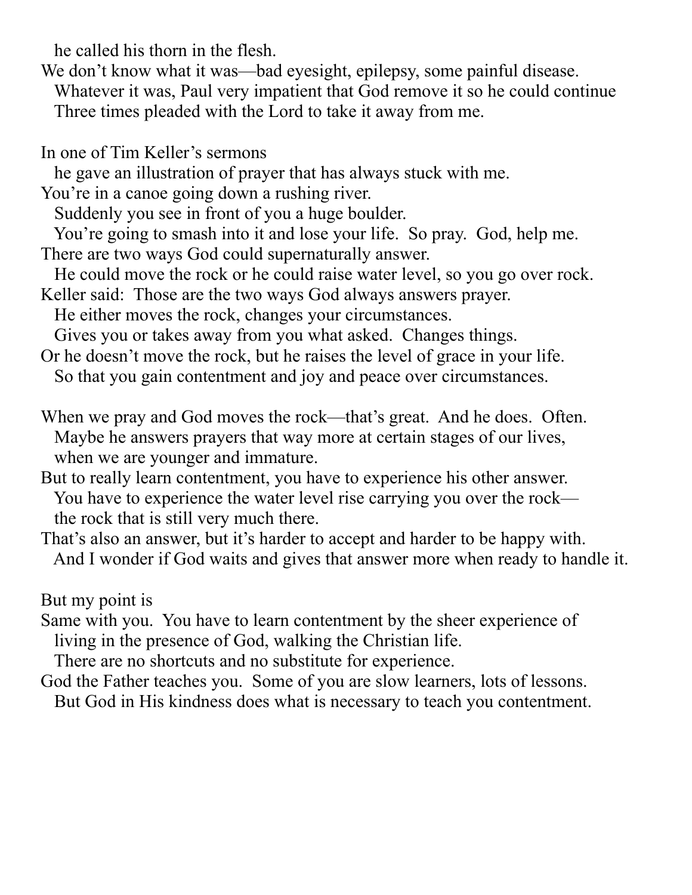he called his thorn in the flesh.

We don't know what it was—bad eyesight, epilepsy, some painful disease.
Whatever it was, Paul very impatient that God remove it so he could continue
Three times pleaded with the Lord to take it away from me.

In one of Tim Keller's sermons
he gave an illustration of prayer that has always stuck with me.

You're in a canoe going down a rushing river.
Suddenly you see in front of you a huge boulder.
You're going to smash into it and lose your life. So pray. God, help me.

There are two ways God could supernaturally answer.
He could move the rock or he could raise water level, so you go over rock.

Keller said: Those are the two ways God always answers prayer.
He either moves the rock, changes your circumstances.
Gives you or takes away from you what asked. Changes things.

Or he doesn't move the rock, but he raises the level of grace in your life.
So that you gain contentment and joy and peace over circumstances.

When we pray and God moves the rock—that's great. And he does. Often.
Maybe he answers prayers that way more at certain stages of our lives,
when we are younger and immature.

But to really learn contentment, you have to experience his other answer.
You have to experience the water level rise carrying you over the rock—
the rock that is still very much there.

That's also an answer, but it's harder to accept and harder to be happy with.
And I wonder if God waits and gives that answer more when ready to handle it.

But my point is

Same with you. You have to learn contentment by the sheer experience of
living in the presence of God, walking the Christian life.
There are no shortcuts and no substitute for experience.

God the Father teaches you. Some of you are slow learners, lots of lessons.
But God in His kindness does what is necessary to teach you contentment.